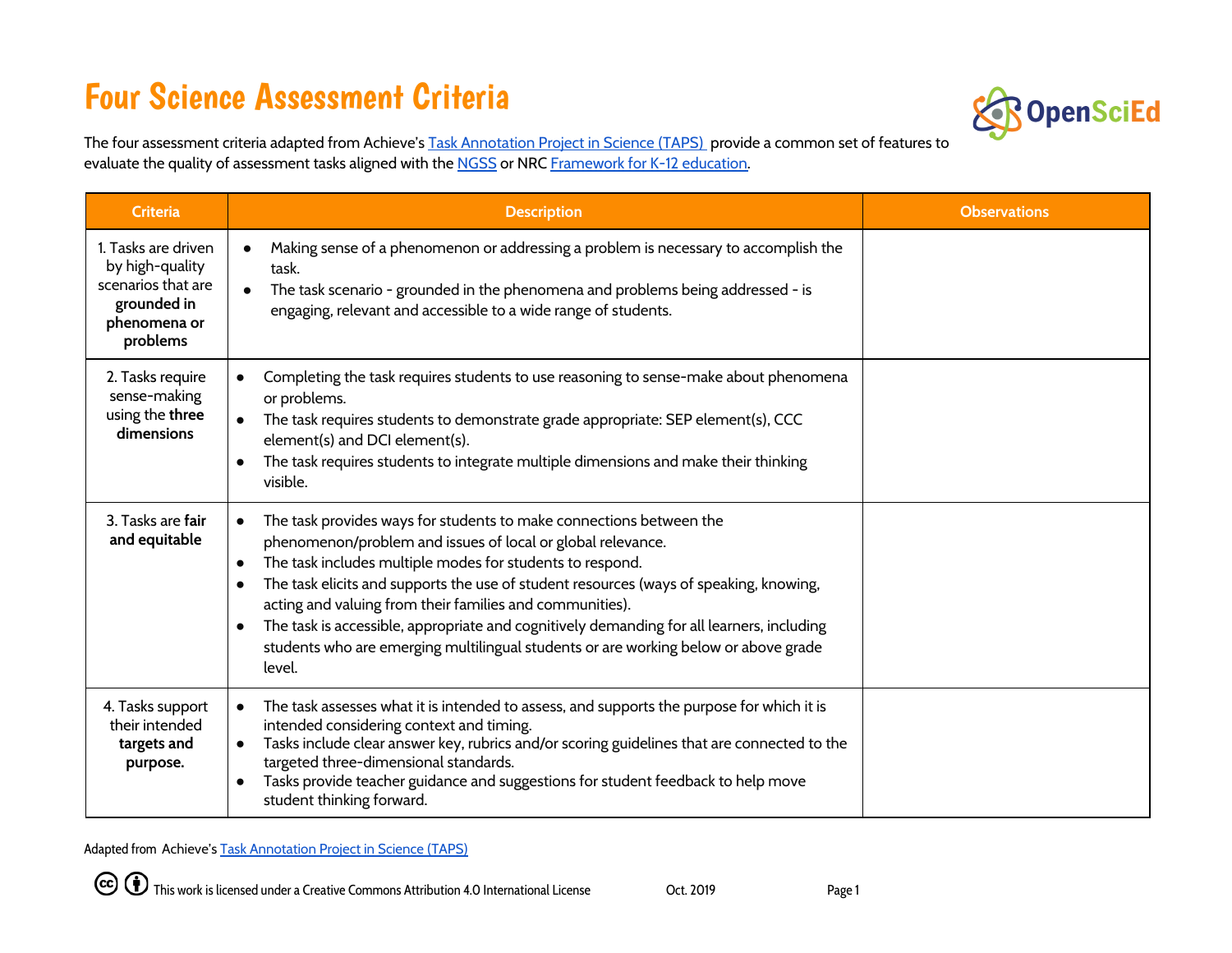# Four Science Assessment Criteria

The four assessment criteria adapted from Achieve's [Task Annotation Project in Science (TAPS)](#) provide a common set of features to evaluate the quality of assessment tasks aligned with the [NGSS](#) or NRC [Framework for K-12 education](#).

| Criteria | Description | Observations |
|---|---|---|
| 1. Tasks are driven by high-quality scenarios that are **grounded in phenomena or problems** | • Making sense of a phenomenon or addressing a problem is necessary to accomplish the task.<br>• The task scenario - grounded in the phenomena and problems being addressed - is engaging, relevant and accessible to a wide range of students. | |
| 2. Tasks require sense-making using the **three dimensions** | • Completing the task requires students to use reasoning to sense-make about phenomena or problems.<br>• The task requires students to demonstrate grade appropriate: SEP element(s), CCC element(s) and DCI element(s).<br>• The task requires students to integrate multiple dimensions and make their thinking visible. | |
| 3. Tasks are **fair and equitable** | • The task provides ways for students to make connections between the phenomenon/problem and issues of local or global relevance.<br>• The task includes multiple modes for students to respond.<br>• The task elicits and supports the use of student resources (ways of speaking, knowing, acting and valuing from their families and communities).<br>• The task is accessible, appropriate and cognitively demanding for all learners, including students who are emerging multilingual students or are working below or above grade level. | |
| 4. Tasks support their intended **targets and purpose.** | • The task assesses what it is intended to assess, and supports the purpose for which it is intended considering context and timing.<br>• Tasks include clear answer key, rubrics and/or scoring guidelines that are connected to the targeted three-dimensional standards.<br>• Tasks provide teacher guidance and suggestions for student feedback to help move student thinking forward. | |

Adapted from Achieve's [Task Annotation Project in Science (TAPS)](#)

This work is licensed under a Creative Commons Attribution 4.0 International License Oct. 2019